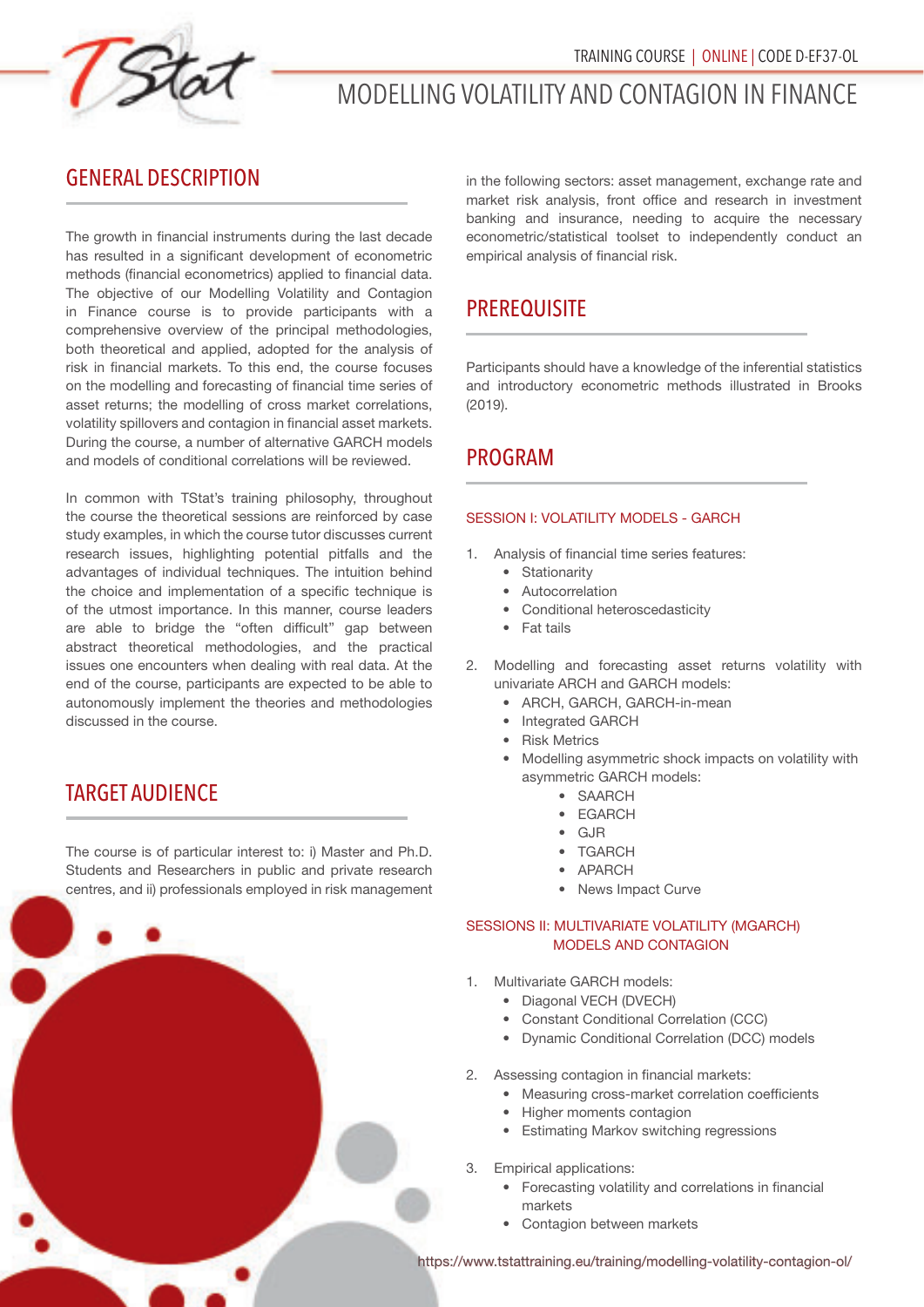TRAINING COURSE | ONLINE | CODE D-EF37-OL

# MODELLING VOLATILITY AND CONTAGION IN FINANCE

## GENERAL DESCRIPTION

The growth in financial instruments during the last decade has resulted in a significant development of econometric methods (financial econometrics) applied to financial data. The objective of our Modelling Volatility and Contagion in Finance course is to provide participants with a comprehensive overview of the principal methodologies, both theoretical and applied, adopted for the analysis of risk in financial markets. To this end, the course focuses on the modelling and forecasting of financial time series of asset returns; the modelling of cross market correlations, volatility spillovers and contagion in financial asset markets. During the course, a number of alternative GARCH models and models of conditional correlations will be reviewed.

In common with TStat's training philosophy, throughout the course the theoretical sessions are reinforced by case study examples, in which the course tutor discusses current research issues, highlighting potential pitfalls and the advantages of individual techniques. The intuition behind the choice and implementation of a specific technique is of the utmost importance. In this manner, course leaders are able to bridge the "often difficult" gap between abstract theoretical methodologies, and the practical issues one encounters when dealing with real data. At the end of the course, participants are expected to be able to autonomously implement the theories and methodologies discussed in the course.

## TARGET AUDIENCE

The course is of particular interest to: i) Master and Ph.D. Students and Researchers in public and private research centres, and ii) professionals employed in risk management in the following sectors: asset management, exchange rate and market risk analysis, front office and research in investment banking and insurance, needing to acquire the necessary econometric/statistical toolset to independently conduct an empirical analysis of financial risk.

## PREREQUISITE

Participants should have a knowledge of the inferential statistics and introductory econometric methods illustrated in Brooks (2019).

## PROGRAM

### SESSION I: VOLATILITY MODELS - GARCH

1. Analysis of financial time series features:
   - Stationarity
   - Autocorrelation
   - Conditional heteroscedasticity
   - Fat tails

2. Modelling and forecasting asset returns volatility with univariate ARCH and GARCH models:
   - ARCH, GARCH, GARCH-in-mean
   - Integrated GARCH
   - Risk Metrics
   - Modelling asymmetric shock impacts on volatility with asymmetric GARCH models:
     - SAARCH
     - EGARCH
     - GJR
     - TGARCH
     - APARCH
     - News Impact Curve

### SESSIONS II: MULTIVARIATE VOLATILITY (MGARCH) MODELS AND CONTAGION

1. Multivariate GARCH models:
   - Diagonal VECH (DVECH)
   - Constant Conditional Correlation (CCC)
   - Dynamic Conditional Correlation (DCC) models

2. Assessing contagion in financial markets:
   - Measuring cross-market correlation coefficients
   - Higher moments contagion
   - Estimating Markov switching regressions

3. Empirical applications:
   - Forecasting volatility and correlations in financial markets
   - Contagion between markets

https://www.tstattraining.eu/training/modelling-volatility-contagion-ol/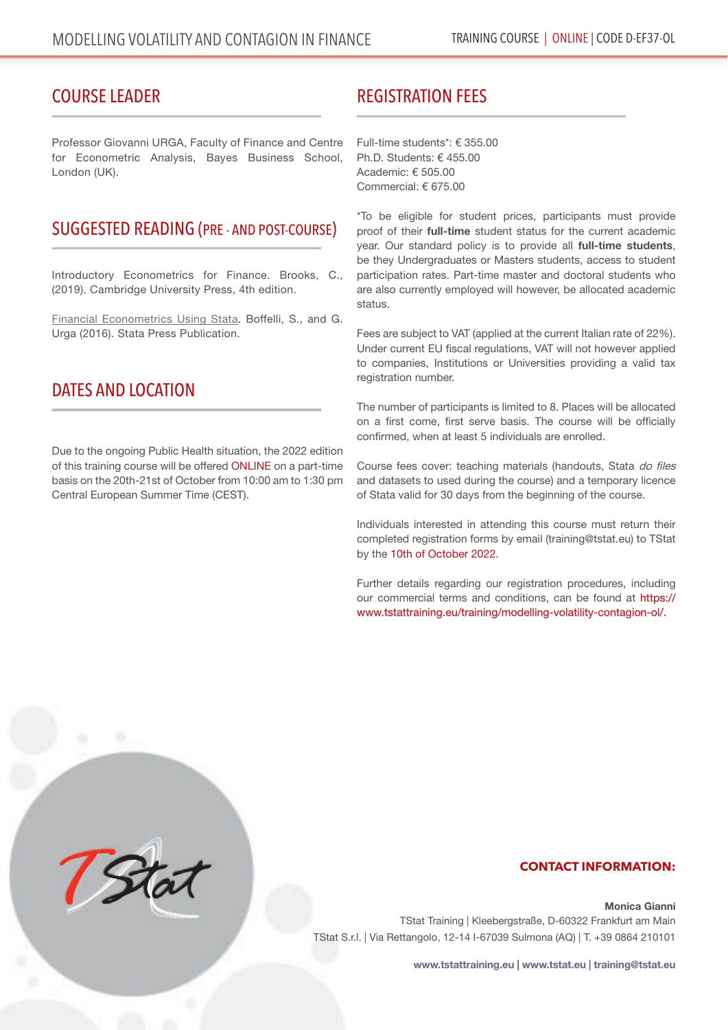## COURSE LEADER

Professor Giovanni URGA, Faculty of Finance and Centre for Econometric Analysis, Bayes Business School, London (UK).

## SUGGESTED READING (PRE - AND POST-COURSE)

Introductory Econometrics for Finance. Brooks, C., (2019). Cambridge University Press, 4th edition.

Financial Econometrics Using Stata. Boffelli, S., and G. Urga (2016). Stata Press Publication.

## DATES AND LOCATION

Due to the ongoing Public Health situation, the 2022 edition of this training course will be offered ONLINE on a part-time basis on the 20th-21st of October from 10:00 am to 1:30 pm Central European Summer Time (CEST).

## REGISTRATION FEES

Full-time students*: € 355.00
Ph.D. Students: € 455.00
Academic: € 505.00
Commercial: € 675.00

*To be eligible for student prices, participants must provide proof of their **full-time** student status for the current academic year. Our standard policy is to provide all **full-time students**, be they Undergraduates or Masters students, access to student participation rates. Part-time master and doctoral students who are also currently employed will however, be allocated academic status.

Fees are subject to VAT (applied at the current Italian rate of 22%). Under current EU fiscal regulations, VAT will not however applied to companies, Institutions or Universities providing a valid tax registration number.

The number of participants is limited to 8. Places will be allocated on a first come, first serve basis. The course will be officially confirmed, when at least 5 individuals are enrolled.

Course fees cover: teaching materials (handouts, Stata *do files* and datasets to used during the course) and a temporary licence of Stata valid for 30 days from the beginning of the course.

Individuals interested in attending this course must return their completed registration forms by email (training@tstat.eu) to TStat by the 10th of October 2022.

Further details regarding our registration procedures, including our commercial terms and conditions, can be found at https://www.tstattraining.eu/training/modelling-volatility-contagion-ol/.

**CONTACT INFORMATION:**

**Monica Gianni**
TStat Training | Kleebergstraße, D-60322 Frankfurt am Main
TStat S.r.l. | Via Rettangolo, 12-14 I-67039 Sulmona (AQ) | T. +39 0864 210101

**www.tstattraining.eu | www.tstat.eu | training@tstat.eu**